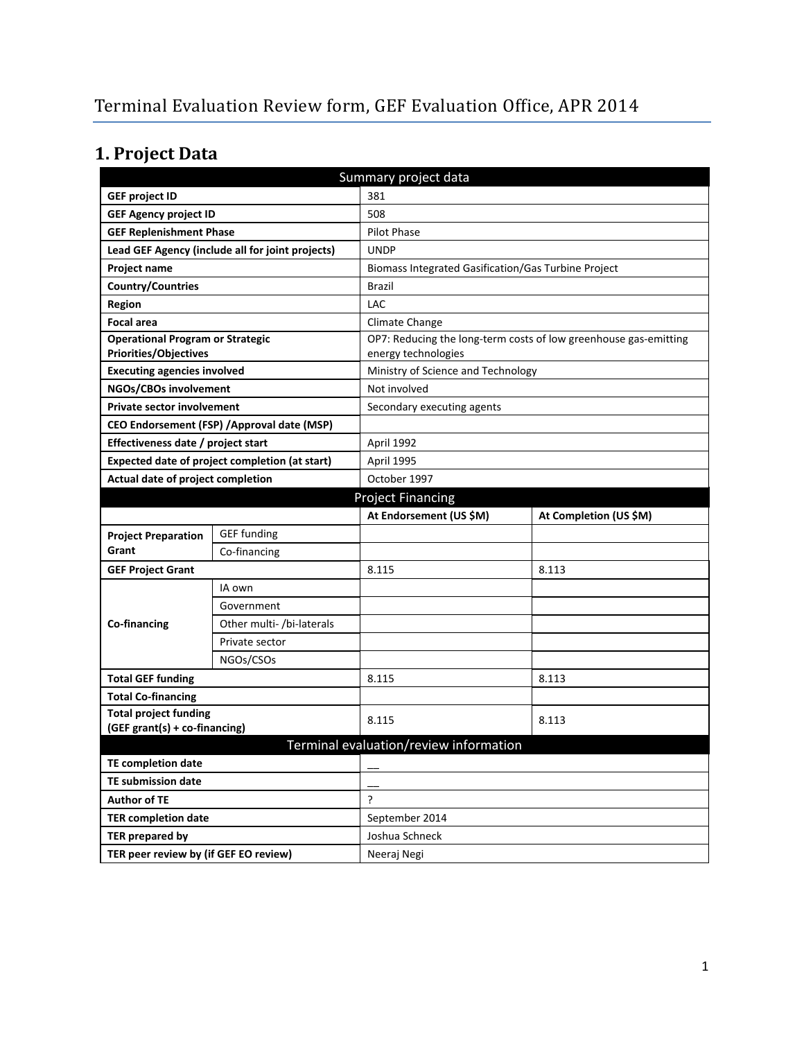# Terminal Evaluation Review form, GEF Evaluation Office, APR 2014

## 1. Project Data

| Summary project data | | | |
|---|---|---|---|
| **GEF project ID** | | 381 | |
| **GEF Agency project ID** | | 508 | |
| **GEF Replenishment Phase** | | Pilot Phase | |
| **Lead GEF Agency (include all for joint projects)** | | UNDP | |
| **Project name** | | Biomass Integrated Gasification/Gas Turbine Project | |
| **Country/Countries** | | Brazil | |
| **Region** | | LAC | |
| **Focal area** | | Climate Change | |
| **Operational Program or Strategic Priorities/Objectives** | | OP7: Reducing the long-term costs of low greenhouse gas-emitting energy technologies | |
| **Executing agencies involved** | | Ministry of Science and Technology | |
| **NGOs/CBOs involvement** | | Not involved | |
| **Private sector involvement** | | Secondary executing agents | |
| **CEO Endorsement (FSP) /Approval date (MSP)** | | | |
| **Effectiveness date / project start** | | April 1992 | |
| **Expected date of project completion (at start)** | | April 1995 | |
| **Actual date of project completion** | | October 1997 | |
| **Project Financing** | | | |
| | | **At Endorsement (US $M)** | **At Completion (US $M)** |
| **Project Preparation Grant** | GEF funding | | |
| | Co-financing | | |
| **GEF Project Grant** | | 8.115 | 8.113 |
| **Co-financing** | IA own | | |
| | Government | | |
| | Other multi- /bi-laterals | | |
| | Private sector | | |
| | NGOs/CSOs | | |
| **Total GEF funding** | | 8.115 | 8.113 |
| **Total Co-financing** | | | |
| **Total project funding (GEF grant(s) + co-financing)** | | 8.115 | 8.113 |
| **Terminal evaluation/review information** | | | |
| **TE completion date** | | __ | |
| **TE submission date** | | __ | |
| **Author of TE** | | ? | |
| **TER completion date** | | September 2014 | |
| **TER prepared by** | | Joshua Schneck | |
| **TER peer review by (if GEF EO review)** | | Neeraj Negi | |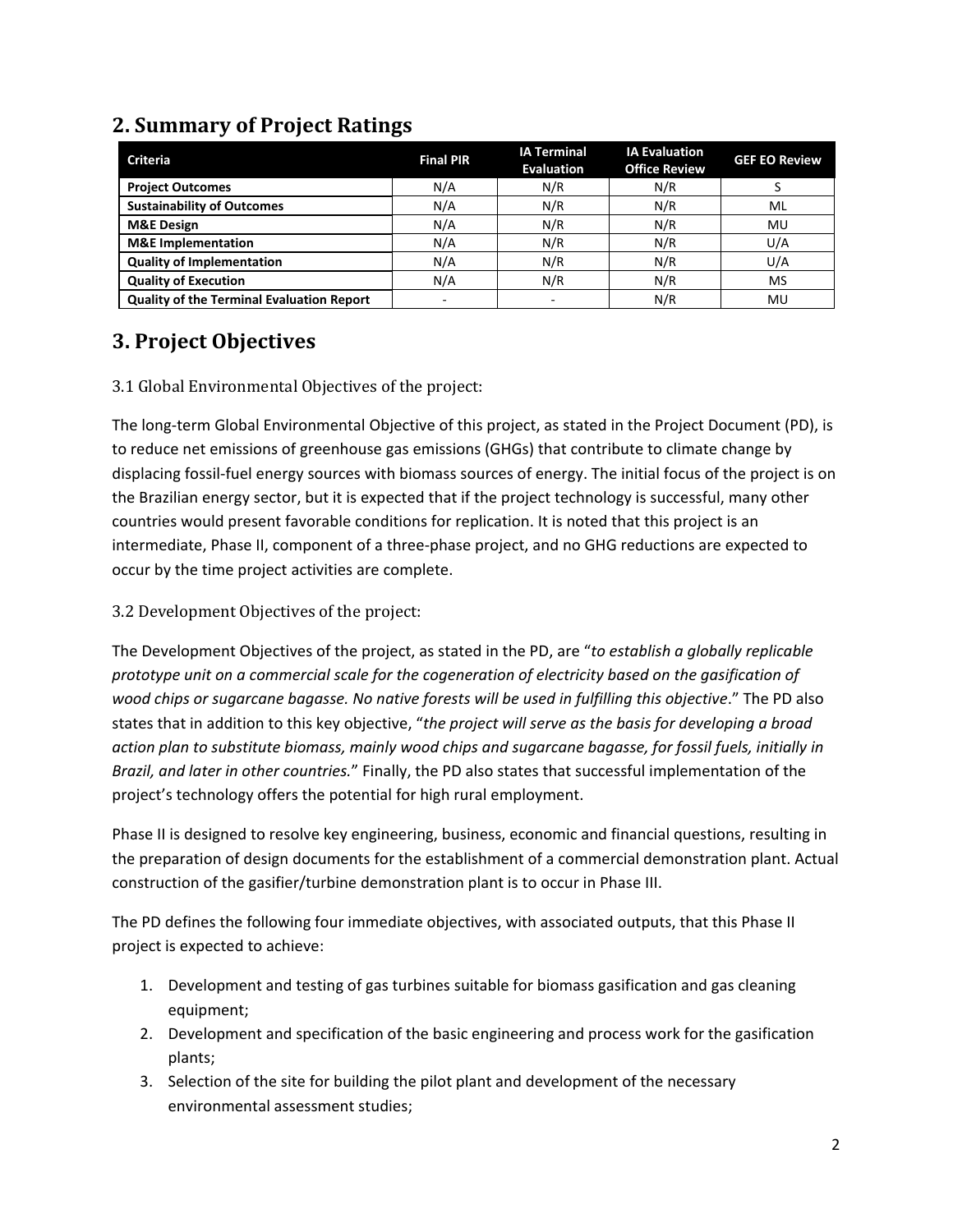## 2. Summary of Project Ratings

| Criteria | Final PIR | IA Terminal Evaluation | IA Evaluation Office Review | GEF EO Review |
| --- | --- | --- | --- | --- |
| **Project Outcomes** | N/A | N/R | N/R | S |
| **Sustainability of Outcomes** | N/A | N/R | N/R | ML |
| **M&E Design** | N/A | N/R | N/R | MU |
| **M&E Implementation** | N/A | N/R | N/R | U/A |
| **Quality of Implementation** | N/A | N/R | N/R | U/A |
| **Quality of Execution** | N/A | N/R | N/R | MS |
| **Quality of the Terminal Evaluation Report** | - | - | N/R | MU |

## 3. Project Objectives

### 3.1 Global Environmental Objectives of the project:

The long-term Global Environmental Objective of this project, as stated in the Project Document (PD), is to reduce net emissions of greenhouse gas emissions (GHGs) that contribute to climate change by displacing fossil-fuel energy sources with biomass sources of energy. The initial focus of the project is on the Brazilian energy sector, but it is expected that if the project technology is successful, many other countries would present favorable conditions for replication. It is noted that this project is an intermediate, Phase II, component of a three-phase project, and no GHG reductions are expected to occur by the time project activities are complete.

### 3.2 Development Objectives of the project:

The Development Objectives of the project, as stated in the PD, are "*to establish a globally replicable prototype unit on a commercial scale for the cogeneration of electricity based on the gasification of wood chips or sugarcane bagasse. No native forests will be used in fulfilling this objective*." The PD also states that in addition to this key objective, "*the project will serve as the basis for developing a broad action plan to substitute biomass, mainly wood chips and sugarcane bagasse, for fossil fuels, initially in Brazil, and later in other countries.*" Finally, the PD also states that successful implementation of the project's technology offers the potential for high rural employment.

Phase II is designed to resolve key engineering, business, economic and financial questions, resulting in the preparation of design documents for the establishment of a commercial demonstration plant. Actual construction of the gasifier/turbine demonstration plant is to occur in Phase III.

The PD defines the following four immediate objectives, with associated outputs, that this Phase II project is expected to achieve:

1. Development and testing of gas turbines suitable for biomass gasification and gas cleaning equipment;
2. Development and specification of the basic engineering and process work for the gasification plants;
3. Selection of the site for building the pilot plant and development of the necessary environmental assessment studies;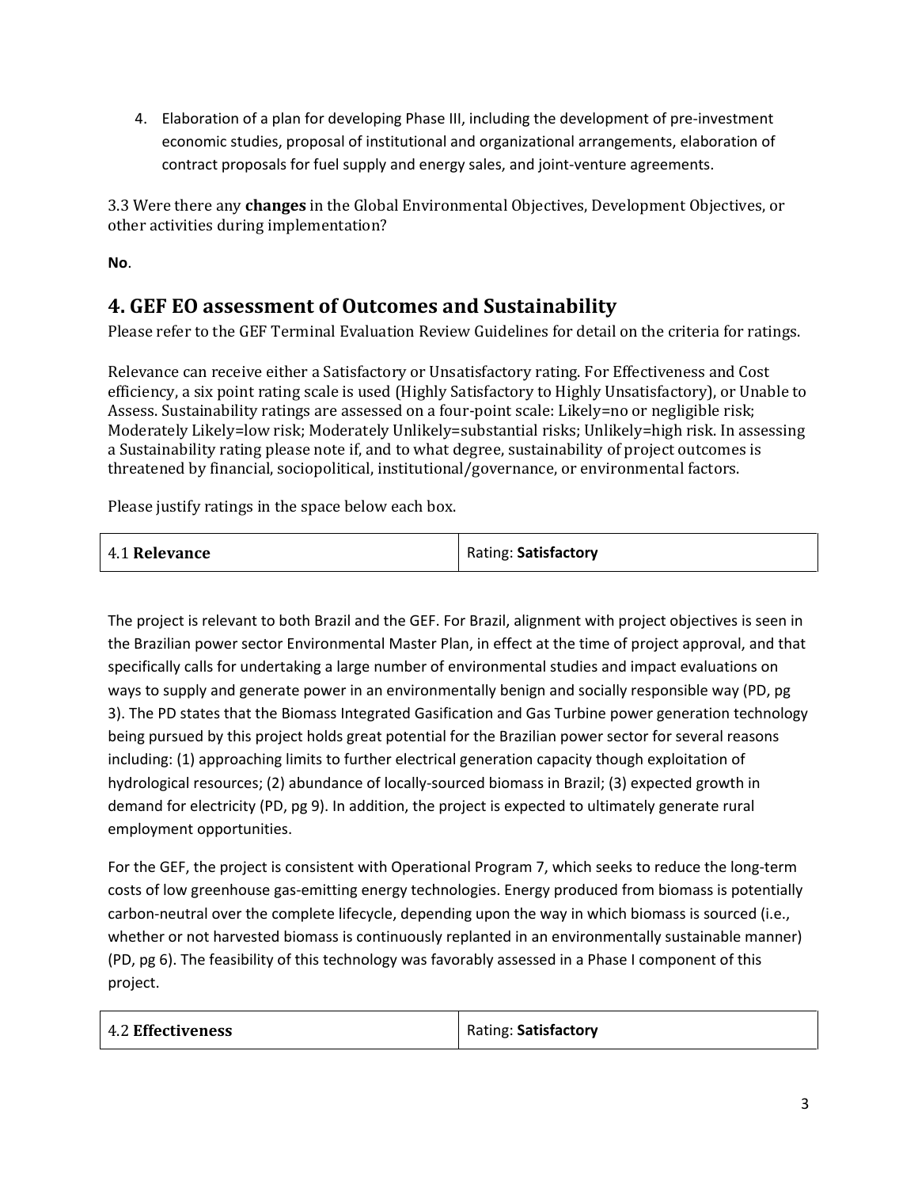4. Elaboration of a plan for developing Phase III, including the development of pre-investment economic studies, proposal of institutional and organizational arrangements, elaboration of contract proposals for fuel supply and energy sales, and joint-venture agreements.

3.3 Were there any **changes** in the Global Environmental Objectives, Development Objectives, or other activities during implementation?

**No**.

## 4. GEF EO assessment of Outcomes and Sustainability

Please refer to the GEF Terminal Evaluation Review Guidelines for detail on the criteria for ratings.

Relevance can receive either a Satisfactory or Unsatisfactory rating. For Effectiveness and Cost efficiency, a six point rating scale is used (Highly Satisfactory to Highly Unsatisfactory), or Unable to Assess. Sustainability ratings are assessed on a four-point scale: Likely=no or negligible risk; Moderately Likely=low risk; Moderately Unlikely=substantial risks; Unlikely=high risk. In assessing a Sustainability rating please note if, and to what degree, sustainability of project outcomes is threatened by financial, sociopolitical, institutional/governance, or environmental factors.

Please justify ratings in the space below each box.

| 4.1 **Relevance** | Rating: **Satisfactory** |
|---|---|

The project is relevant to both Brazil and the GEF. For Brazil, alignment with project objectives is seen in the Brazilian power sector Environmental Master Plan, in effect at the time of project approval, and that specifically calls for undertaking a large number of environmental studies and impact evaluations on ways to supply and generate power in an environmentally benign and socially responsible way (PD, pg 3). The PD states that the Biomass Integrated Gasification and Gas Turbine power generation technology being pursued by this project holds great potential for the Brazilian power sector for several reasons including: (1) approaching limits to further electrical generation capacity though exploitation of hydrological resources; (2) abundance of locally-sourced biomass in Brazil; (3) expected growth in demand for electricity (PD, pg 9). In addition, the project is expected to ultimately generate rural employment opportunities.

For the GEF, the project is consistent with Operational Program 7, which seeks to reduce the long-term costs of low greenhouse gas-emitting energy technologies. Energy produced from biomass is potentially carbon-neutral over the complete lifecycle, depending upon the way in which biomass is sourced (i.e., whether or not harvested biomass is continuously replanted in an environmentally sustainable manner) (PD, pg 6). The feasibility of this technology was favorably assessed in a Phase I component of this project.

| 4.2 **Effectiveness** | Rating: **Satisfactory** |
|---|---|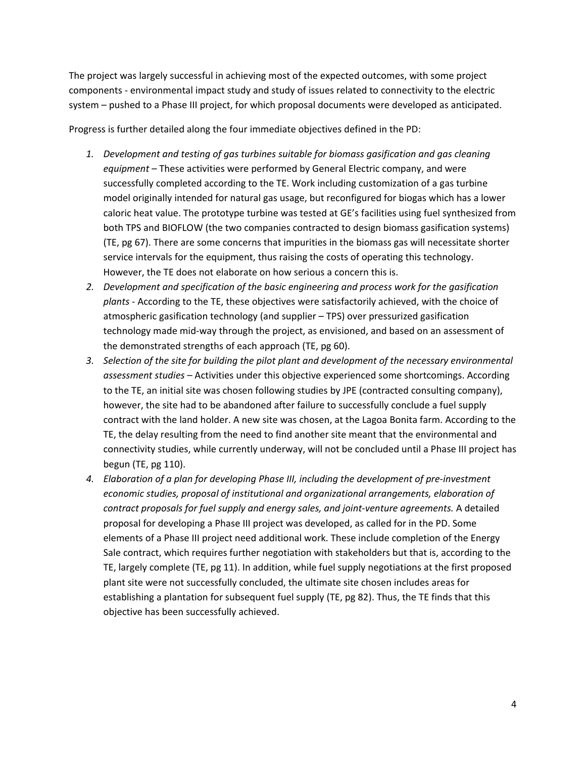The project was largely successful in achieving most of the expected outcomes, with some project components - environmental impact study and study of issues related to connectivity to the electric system – pushed to a Phase III project, for which proposal documents were developed as anticipated.

Progress is further detailed along the four immediate objectives defined in the PD:

1. *Development and testing of gas turbines suitable for biomass gasification and gas cleaning equipment* – These activities were performed by General Electric company, and were successfully completed according to the TE. Work including customization of a gas turbine model originally intended for natural gas usage, but reconfigured for biogas which has a lower caloric heat value. The prototype turbine was tested at GE's facilities using fuel synthesized from both TPS and BIOFLOW (the two companies contracted to design biomass gasification systems) (TE, pg 67). There are some concerns that impurities in the biomass gas will necessitate shorter service intervals for the equipment, thus raising the costs of operating this technology. However, the TE does not elaborate on how serious a concern this is.
2. *Development and specification of the basic engineering and process work for the gasification plants* - According to the TE, these objectives were satisfactorily achieved, with the choice of atmospheric gasification technology (and supplier – TPS) over pressurized gasification technology made mid-way through the project, as envisioned, and based on an assessment of the demonstrated strengths of each approach (TE, pg 60).
3. *Selection of the site for building the pilot plant and development of the necessary environmental assessment studies* – Activities under this objective experienced some shortcomings. According to the TE, an initial site was chosen following studies by JPE (contracted consulting company), however, the site had to be abandoned after failure to successfully conclude a fuel supply contract with the land holder. A new site was chosen, at the Lagoa Bonita farm. According to the TE, the delay resulting from the need to find another site meant that the environmental and connectivity studies, while currently underway, will not be concluded until a Phase III project has begun (TE, pg 110).
4. *Elaboration of a plan for developing Phase III, including the development of pre-investment economic studies, proposal of institutional and organizational arrangements, elaboration of contract proposals for fuel supply and energy sales, and joint-venture agreements.* A detailed proposal for developing a Phase III project was developed, as called for in the PD. Some elements of a Phase III project need additional work. These include completion of the Energy Sale contract, which requires further negotiation with stakeholders but that is, according to the TE, largely complete (TE, pg 11). In addition, while fuel supply negotiations at the first proposed plant site were not successfully concluded, the ultimate site chosen includes areas for establishing a plantation for subsequent fuel supply (TE, pg 82). Thus, the TE finds that this objective has been successfully achieved.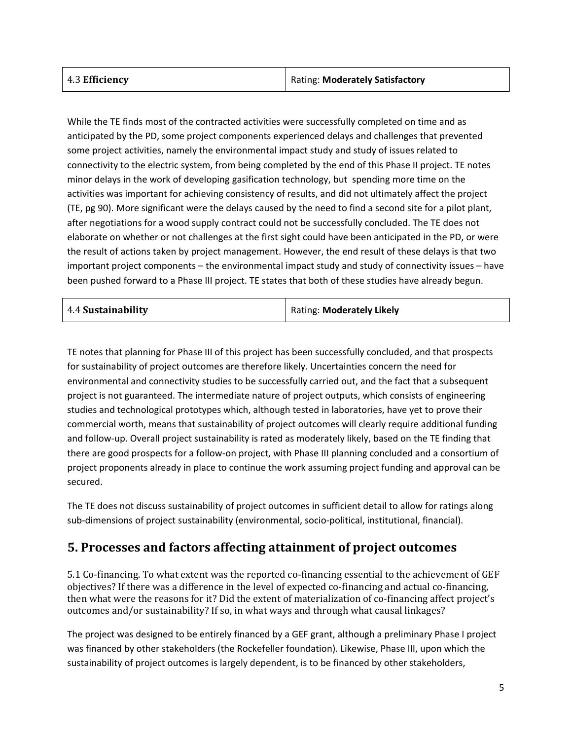| 4.3 **Efficiency** | Rating: **Moderately Satisfactory** |
|---|---|

While the TE finds most of the contracted activities were successfully completed on time and as anticipated by the PD, some project components experienced delays and challenges that prevented some project activities, namely the environmental impact study and study of issues related to connectivity to the electric system, from being completed by the end of this Phase II project. TE notes minor delays in the work of developing gasification technology, but spending more time on the activities was important for achieving consistency of results, and did not ultimately affect the project (TE, pg 90). More significant were the delays caused by the need to find a second site for a pilot plant, after negotiations for a wood supply contract could not be successfully concluded. The TE does not elaborate on whether or not challenges at the first sight could have been anticipated in the PD, or were the result of actions taken by project management. However, the end result of these delays is that two important project components – the environmental impact study and study of connectivity issues – have been pushed forward to a Phase III project. TE states that both of these studies have already begun.

| 4.4 **Sustainability** | Rating: **Moderately Likely** |
|---|---|

TE notes that planning for Phase III of this project has been successfully concluded, and that prospects for sustainability of project outcomes are therefore likely. Uncertainties concern the need for environmental and connectivity studies to be successfully carried out, and the fact that a subsequent project is not guaranteed. The intermediate nature of project outputs, which consists of engineering studies and technological prototypes which, although tested in laboratories, have yet to prove their commercial worth, means that sustainability of project outcomes will clearly require additional funding and follow-up. Overall project sustainability is rated as moderately likely, based on the TE finding that there are good prospects for a follow-on project, with Phase III planning concluded and a consortium of project proponents already in place to continue the work assuming project funding and approval can be secured.

The TE does not discuss sustainability of project outcomes in sufficient detail to allow for ratings along sub-dimensions of project sustainability (environmental, socio-political, institutional, financial).

## 5. Processes and factors affecting attainment of project outcomes

5.1 Co-financing. To what extent was the reported co-financing essential to the achievement of GEF objectives? If there was a difference in the level of expected co-financing and actual co-financing, then what were the reasons for it? Did the extent of materialization of co-financing affect project's outcomes and/or sustainability? If so, in what ways and through what causal linkages?

The project was designed to be entirely financed by a GEF grant, although a preliminary Phase I project was financed by other stakeholders (the Rockefeller foundation). Likewise, Phase III, upon which the sustainability of project outcomes is largely dependent, is to be financed by other stakeholders,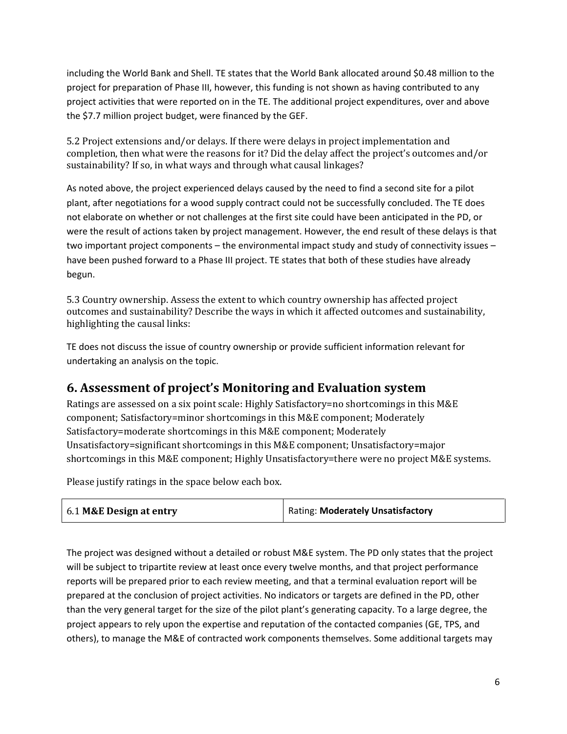including the World Bank and Shell. TE states that the World Bank allocated around $0.48 million to the project for preparation of Phase III, however, this funding is not shown as having contributed to any project activities that were reported on in the TE. The additional project expenditures, over and above the $7.7 million project budget, were financed by the GEF.

5.2 Project extensions and/or delays. If there were delays in project implementation and completion, then what were the reasons for it? Did the delay affect the project's outcomes and/or sustainability? If so, in what ways and through what causal linkages?

As noted above, the project experienced delays caused by the need to find a second site for a pilot plant, after negotiations for a wood supply contract could not be successfully concluded. The TE does not elaborate on whether or not challenges at the first site could have been anticipated in the PD, or were the result of actions taken by project management. However, the end result of these delays is that two important project components – the environmental impact study and study of connectivity issues – have been pushed forward to a Phase III project. TE states that both of these studies have already begun.

5.3 Country ownership. Assess the extent to which country ownership has affected project outcomes and sustainability? Describe the ways in which it affected outcomes and sustainability, highlighting the causal links:

TE does not discuss the issue of country ownership or provide sufficient information relevant for undertaking an analysis on the topic.

## 6. Assessment of project's Monitoring and Evaluation system

Ratings are assessed on a six point scale: Highly Satisfactory=no shortcomings in this M&E component; Satisfactory=minor shortcomings in this M&E component; Moderately Satisfactory=moderate shortcomings in this M&E component; Moderately Unsatisfactory=significant shortcomings in this M&E component; Unsatisfactory=major shortcomings in this M&E component; Highly Unsatisfactory=there were no project M&E systems.

Please justify ratings in the space below each box.

| 6.1 **M&E Design at entry** | Rating: **Moderately Unsatisfactory** |
|---|---|

The project was designed without a detailed or robust M&E system. The PD only states that the project will be subject to tripartite review at least once every twelve months, and that project performance reports will be prepared prior to each review meeting, and that a terminal evaluation report will be prepared at the conclusion of project activities. No indicators or targets are defined in the PD, other than the very general target for the size of the pilot plant's generating capacity. To a large degree, the project appears to rely upon the expertise and reputation of the contacted companies (GE, TPS, and others), to manage the M&E of contracted work components themselves. Some additional targets may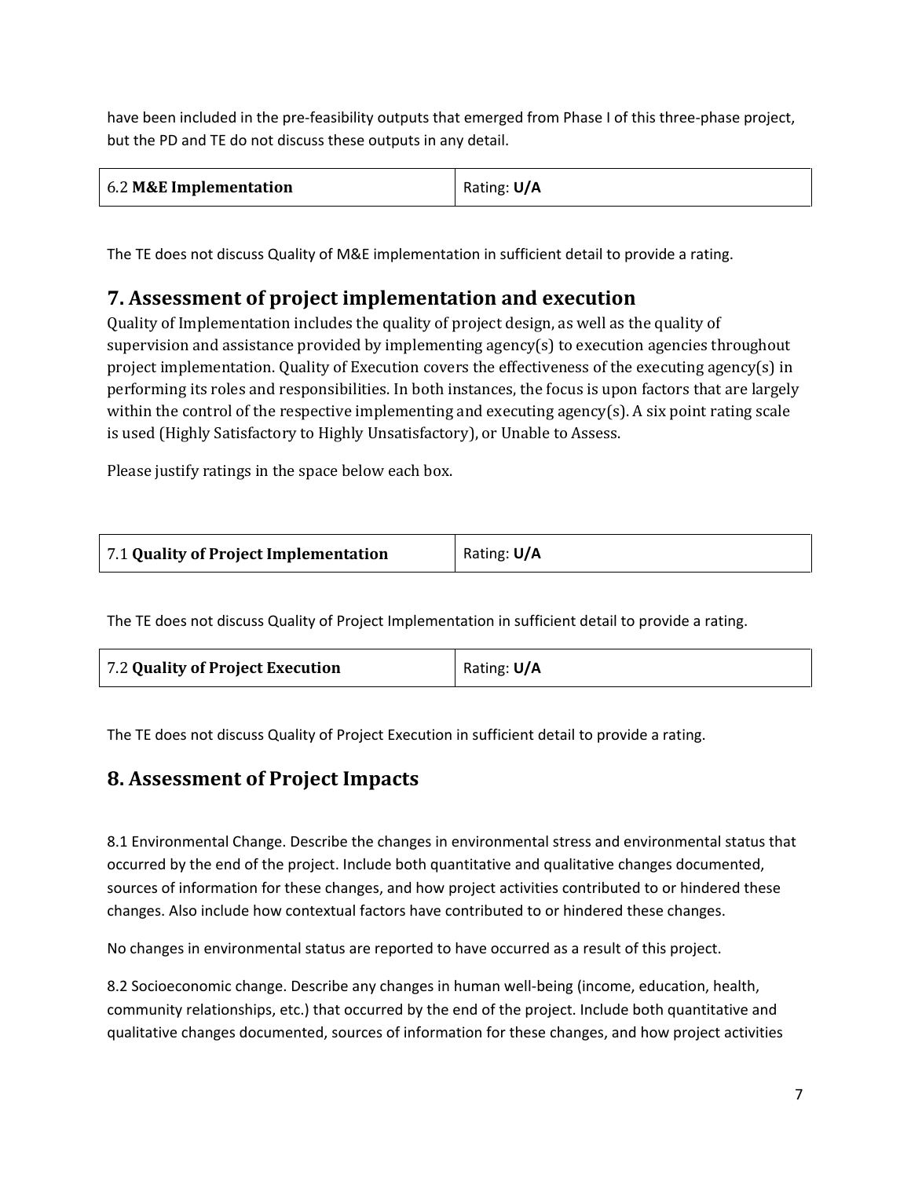have been included in the pre-feasibility outputs that emerged from Phase I of this three-phase project, but the PD and TE do not discuss these outputs in any detail.

| 6.2 **M&E Implementation** | Rating: **U/A** |
|---|---|

The TE does not discuss Quality of M&E implementation in sufficient detail to provide a rating.

## 7. Assessment of project implementation and execution

Quality of Implementation includes the quality of project design, as well as the quality of supervision and assistance provided by implementing agency(s) to execution agencies throughout project implementation. Quality of Execution covers the effectiveness of the executing agency(s) in performing its roles and responsibilities. In both instances, the focus is upon factors that are largely within the control of the respective implementing and executing agency(s). A six point rating scale is used (Highly Satisfactory to Highly Unsatisfactory), or Unable to Assess.

Please justify ratings in the space below each box.

| 7.1 **Quality of Project Implementation** | Rating: **U/A** |
|---|---|

The TE does not discuss Quality of Project Implementation in sufficient detail to provide a rating.

| 7.2 **Quality of Project Execution** | Rating: **U/A** |
|---|---|

The TE does not discuss Quality of Project Execution in sufficient detail to provide a rating.

## 8. Assessment of Project Impacts

8.1 Environmental Change. Describe the changes in environmental stress and environmental status that occurred by the end of the project. Include both quantitative and qualitative changes documented, sources of information for these changes, and how project activities contributed to or hindered these changes. Also include how contextual factors have contributed to or hindered these changes.

No changes in environmental status are reported to have occurred as a result of this project.

8.2 Socioeconomic change. Describe any changes in human well-being (income, education, health, community relationships, etc.) that occurred by the end of the project. Include both quantitative and qualitative changes documented, sources of information for these changes, and how project activities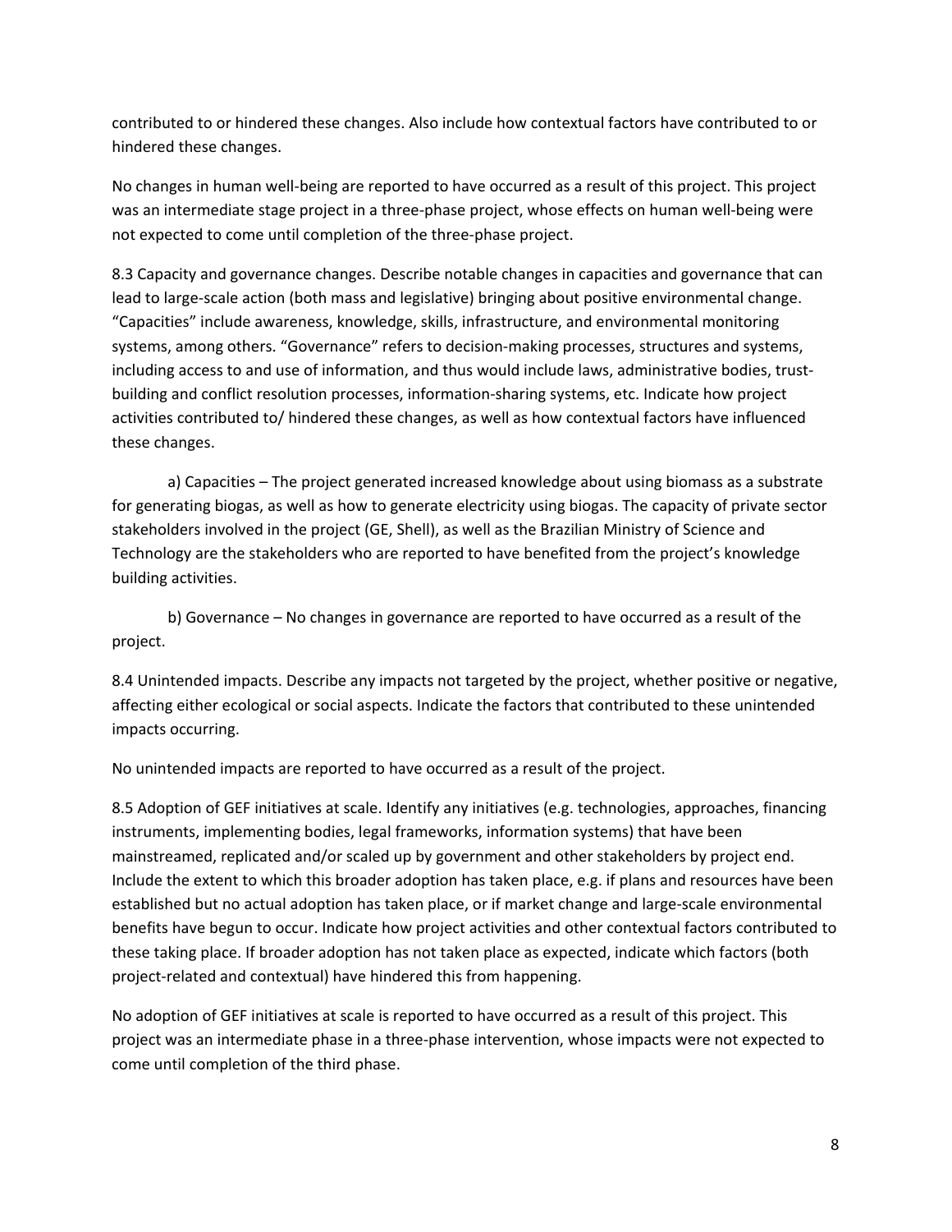contributed to or hindered these changes. Also include how contextual factors have contributed to or hindered these changes.

No changes in human well-being are reported to have occurred as a result of this project. This project was an intermediate stage project in a three-phase project, whose effects on human well-being were not expected to come until completion of the three-phase project.

8.3 Capacity and governance changes. Describe notable changes in capacities and governance that can lead to large-scale action (both mass and legislative) bringing about positive environmental change. "Capacities" include awareness, knowledge, skills, infrastructure, and environmental monitoring systems, among others. "Governance" refers to decision-making processes, structures and systems, including access to and use of information, and thus would include laws, administrative bodies, trust-building and conflict resolution processes, information-sharing systems, etc. Indicate how project activities contributed to/ hindered these changes, as well as how contextual factors have influenced these changes.

a) Capacities – The project generated increased knowledge about using biomass as a substrate for generating biogas, as well as how to generate electricity using biogas. The capacity of private sector stakeholders involved in the project (GE, Shell), as well as the Brazilian Ministry of Science and Technology are the stakeholders who are reported to have benefited from the project's knowledge building activities.

b) Governance – No changes in governance are reported to have occurred as a result of the project.

8.4 Unintended impacts. Describe any impacts not targeted by the project, whether positive or negative, affecting either ecological or social aspects. Indicate the factors that contributed to these unintended impacts occurring.

No unintended impacts are reported to have occurred as a result of the project.

8.5 Adoption of GEF initiatives at scale. Identify any initiatives (e.g. technologies, approaches, financing instruments, implementing bodies, legal frameworks, information systems) that have been mainstreamed, replicated and/or scaled up by government and other stakeholders by project end. Include the extent to which this broader adoption has taken place, e.g. if plans and resources have been established but no actual adoption has taken place, or if market change and large-scale environmental benefits have begun to occur. Indicate how project activities and other contextual factors contributed to these taking place. If broader adoption has not taken place as expected, indicate which factors (both project-related and contextual) have hindered this from happening.

No adoption of GEF initiatives at scale is reported to have occurred as a result of this project. This project was an intermediate phase in a three-phase intervention, whose impacts were not expected to come until completion of the third phase.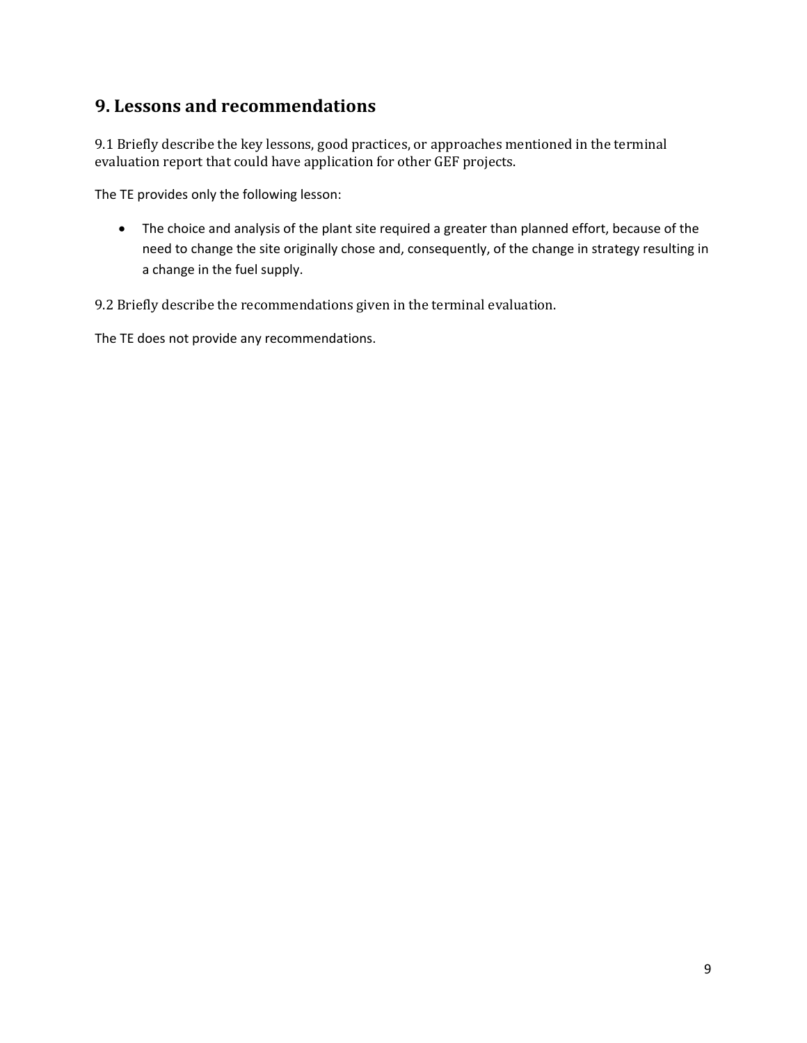## 9. Lessons and recommendations

9.1 Briefly describe the key lessons, good practices, or approaches mentioned in the terminal evaluation report that could have application for other GEF projects.

The TE provides only the following lesson:

- The choice and analysis of the plant site required a greater than planned effort, because of the need to change the site originally chose and, consequently, of the change in strategy resulting in a change in the fuel supply.

9.2 Briefly describe the recommendations given in the terminal evaluation.

The TE does not provide any recommendations.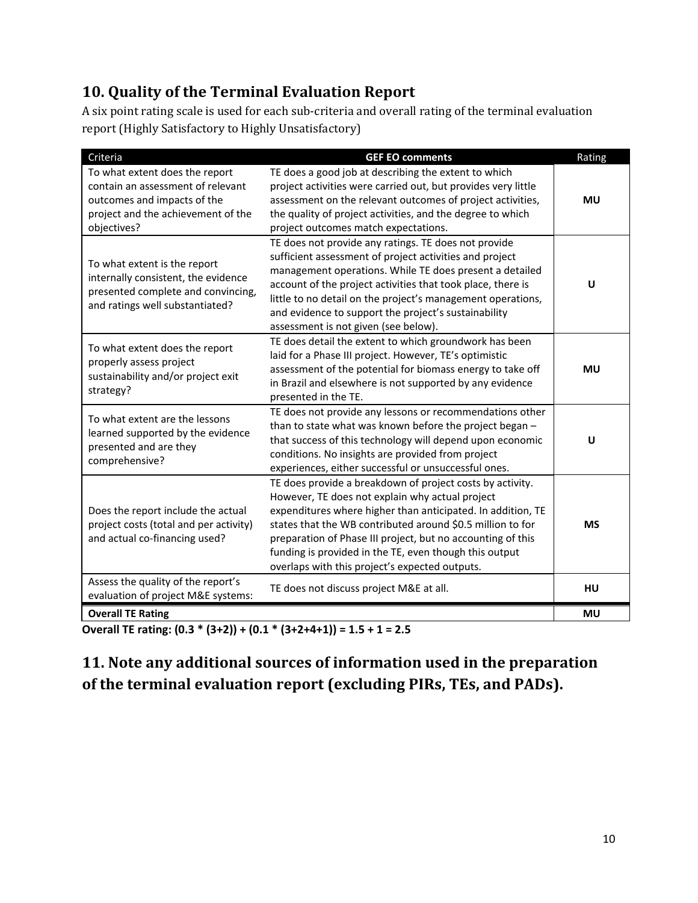## 10. Quality of the Terminal Evaluation Report

A six point rating scale is used for each sub-criteria and overall rating of the terminal evaluation report (Highly Satisfactory to Highly Unsatisfactory)

| Criteria | GEF EO comments | Rating |
|---|---|---|
| To what extent does the report contain an assessment of relevant outcomes and impacts of the project and the achievement of the objectives? | TE does a good job at describing the extent to which project activities were carried out, but provides very little assessment on the relevant outcomes of project activities, the quality of project activities, and the degree to which project outcomes match expectations. | **MU** |
| To what extent is the report internally consistent, the evidence presented complete and convincing, and ratings well substantiated? | TE does not provide any ratings. TE does not provide sufficient assessment of project activities and project management operations. While TE does present a detailed account of the project activities that took place, there is little to no detail on the project's management operations, and evidence to support the project's sustainability assessment is not given (see below). | **U** |
| To what extent does the report properly assess project sustainability and/or project exit strategy? | TE does detail the extent to which groundwork has been laid for a Phase III project. However, TE's optimistic assessment of the potential for biomass energy to take off in Brazil and elsewhere is not supported by any evidence presented in the TE. | **MU** |
| To what extent are the lessons learned supported by the evidence presented and are they comprehensive? | TE does not provide any lessons or recommendations other than to state what was known before the project began – that success of this technology will depend upon economic conditions. No insights are provided from project experiences, either successful or unsuccessful ones. | **U** |
| Does the report include the actual project costs (total and per activity) and actual co-financing used? | TE does provide a breakdown of project costs by activity. However, TE does not explain why actual project expenditures where higher than anticipated. In addition, TE states that the WB contributed around $0.5 million to for preparation of Phase III project, but no accounting of this funding is provided in the TE, even though this output overlaps with this project's expected outputs. | **MS** |
| Assess the quality of the report's evaluation of project M&E systems: | TE does not discuss project M&E at all. | **HU** |
| **Overall TE Rating** | | **MU** |

**Overall TE rating: (0.3 * (3+2)) + (0.1 * (3+2+4+1)) = 1.5 + 1 = 2.5**

## 11. Note any additional sources of information used in the preparation of the terminal evaluation report (excluding PIRs, TEs, and PADs).